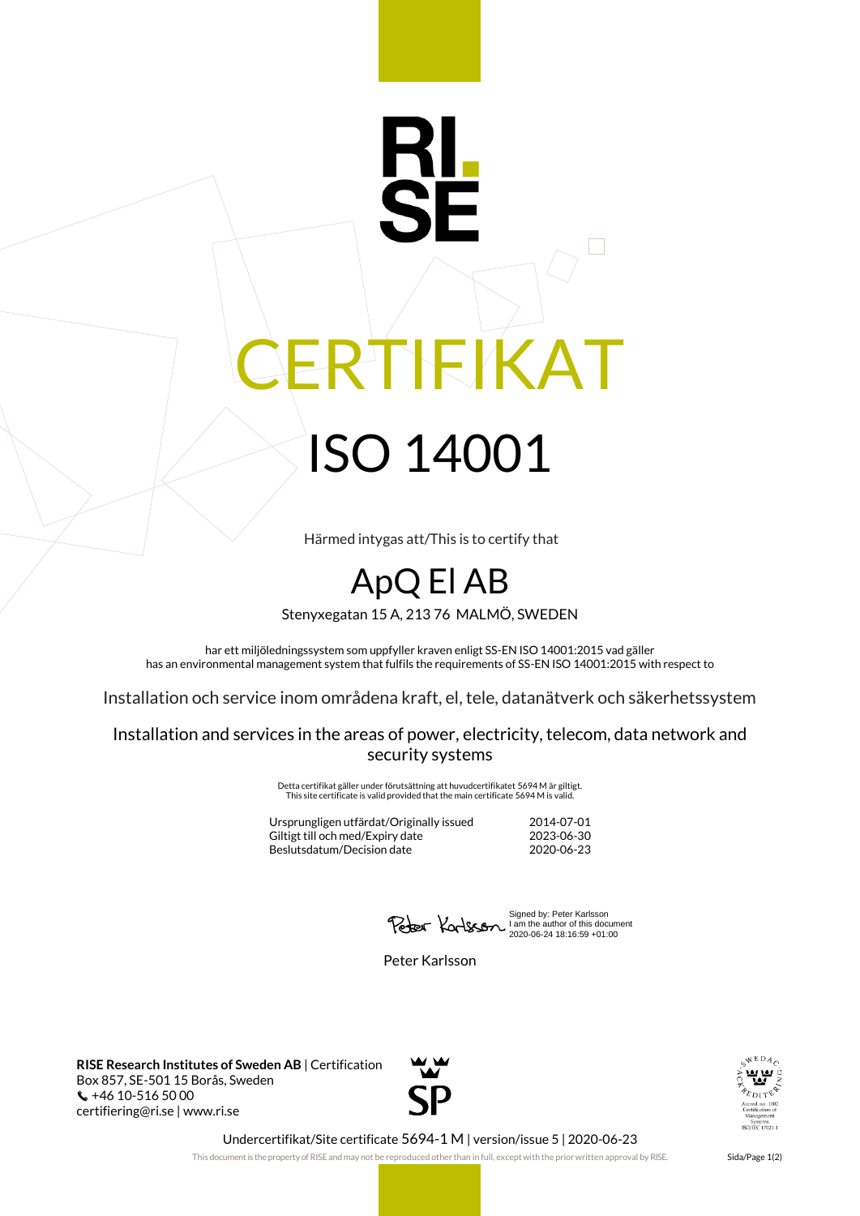# CERTIFIKAT

# ISO 14001

Härmed intygas att/This is to certify that

## ApQ El AB

Stenyxegatan 15 A, 213 76 MALMÖ, SWEDEN

har ett miljöledningssystem som uppfyller kraven enligt SS-EN ISO 14001:2015 vad gäller
has an environmental management system that fulfils the requirements of SS-EN ISO 14001:2015 with respect to

Installation och service inom områdena kraft, el, tele, datanätverk och säkerhetssystem

Installation and services in the areas of power, electricity, telecom, data network and security systems

Detta certifikat gäller under förutsättning att huvudcertifikatet 5694 M är giltigt.
This site certificate is valid provided that the main certificate 5694 M is valid.

| | |
|---|---|
| Ursprungligen utfärdat/Originally issued | 2014-07-01 |
| Giltigt till och med/Expiry date | 2023-06-30 |
| Beslutsdatum/Decision date | 2020-06-23 |

Signed by: Peter Karlsson
I am the author of this document
2020-06-24 18:16:59 +01:00

Peter Karlsson

**RISE Research Institutes of Sweden AB** | Certification
Box 857, SE-501 15 Borås, Sweden
+46 10-516 50 00
certifiering@ri.se | www.ri.se

SWEDAC ACKREDITERING
Ackred. nr. 1002
Certification of Management Systems
ISO/IEC 17021-1

Undercertifikat/Site certificate 5694-1 M | version/issue 5 | 2020-06-23

This document is the property of RISE and may not be reproduced other than in full, except with the prior written approval by RISE.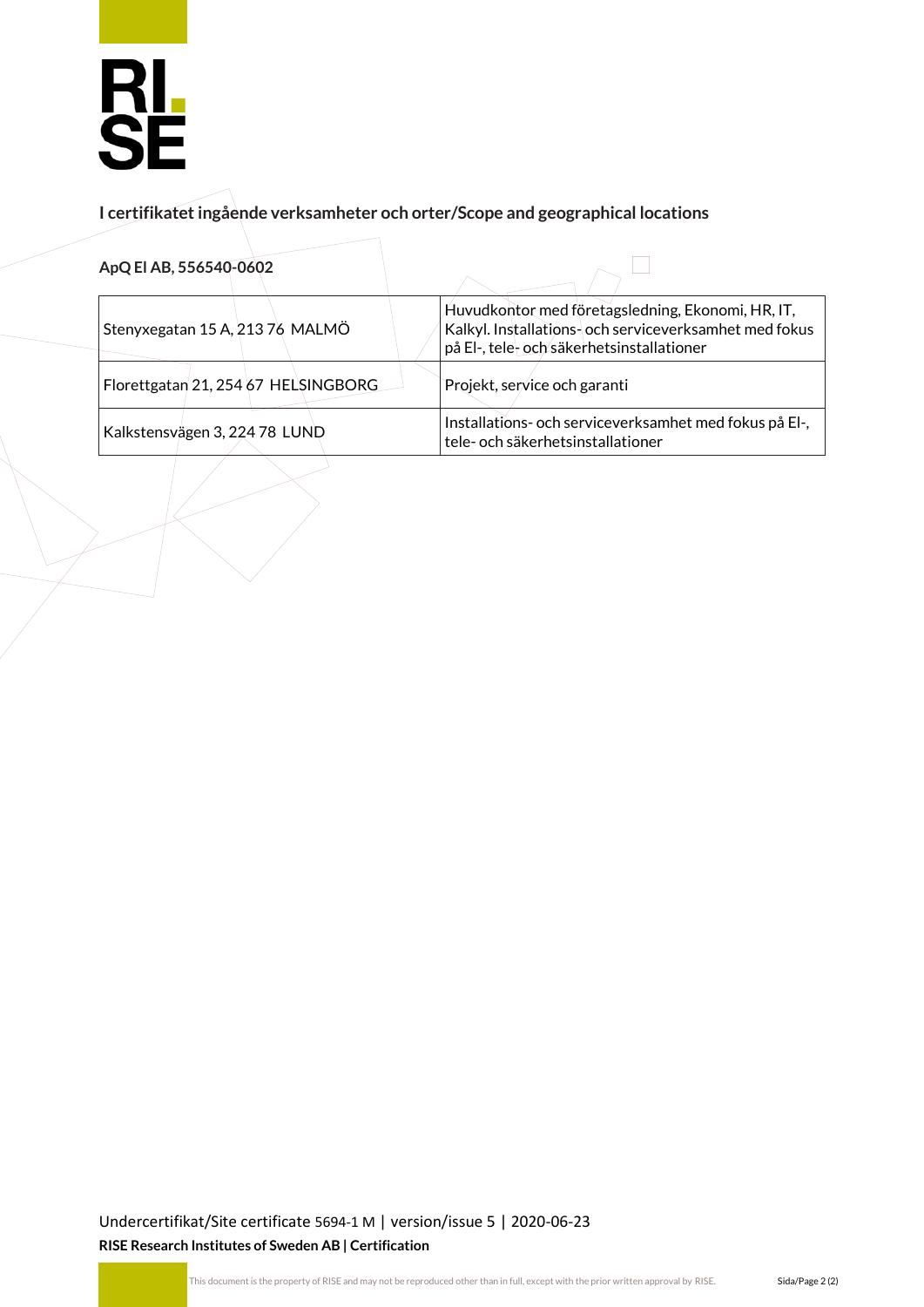## I certifikatet ingående verksamheter och orter/Scope and geographical locations

**ApQ El AB, 556540-0602**

| | |
|---|---|
| Stenyxegatan 15 A, 213 76 MALMÖ | Huvudkontor med företagsledning, Ekonomi, HR, IT, Kalkyl. Installations- och serviceverksamhet med fokus på El-, tele- och säkerhetsinstallationer |
| Florettgatan 21, 254 67 HELSINGBORG | Projekt, service och garanti |
| Kalkstensvägen 3, 224 78 LUND | Installations- och serviceverksamhet med fokus på El-, tele- och säkerhetsinstallationer |

Undercertifikat/Site certificate 5694-1 M | version/issue 5 | 2020-06-23

**RISE Research Institutes of Sweden AB | Certification**

This document is the property of RISE and may not be reproduced other than in full, except with the prior written approval by RISE.